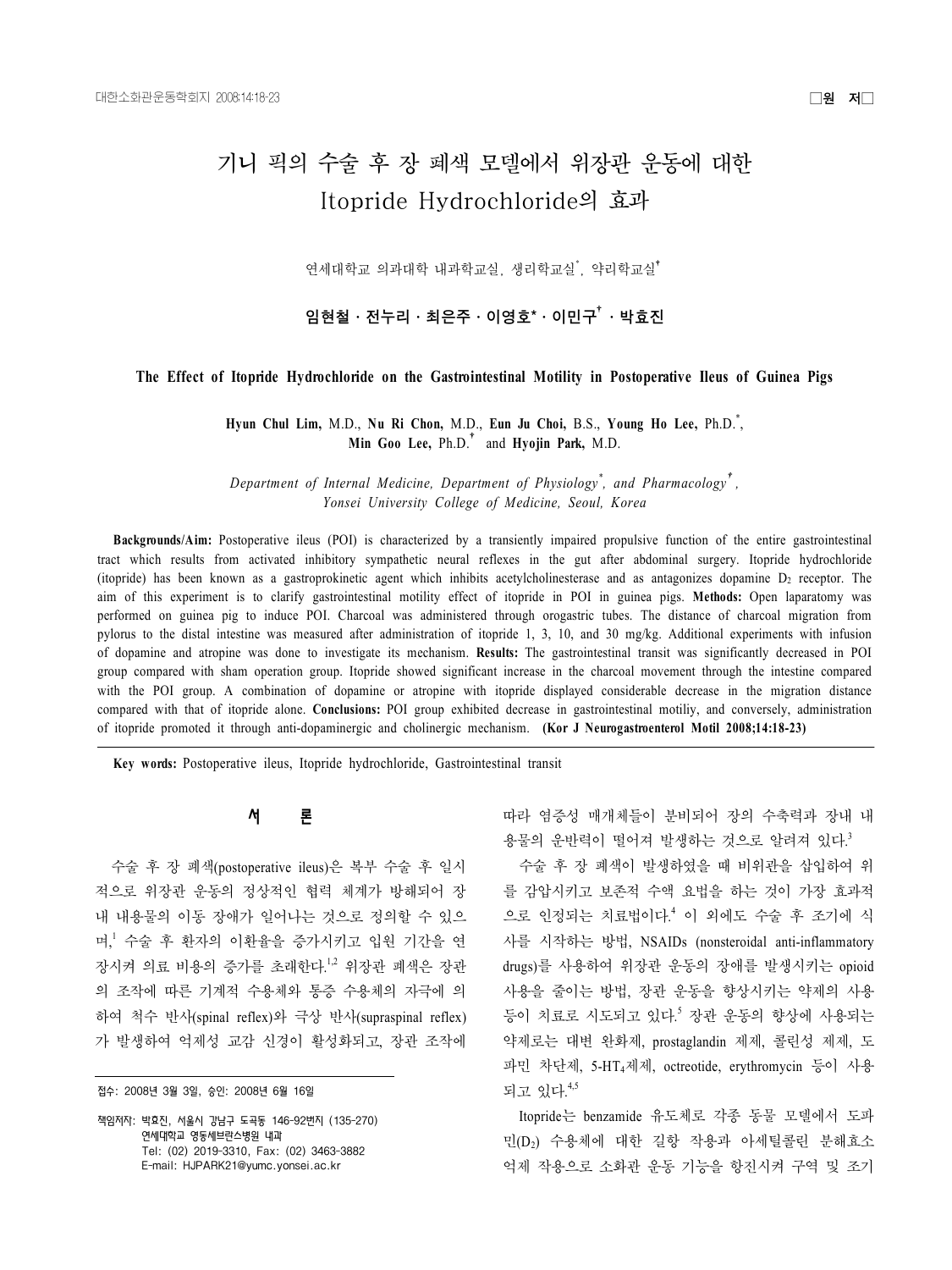□원 저□

# 기니 픽의 수술 후 장 폐색 모델에서 위장관 운동에 대한 Itopride Hydrochloride의 효과

연세대학교 의과대학 내과학교실, 생리학교실*, 약리학교실†

**임현철 · 전누리 · 최은주 · 이영호* · 이민구† · 박효진**

## The Effect of Itopride Hydrochloride on the Gastrointestinal Motility in Postoperative Ileus of Guinea Pigs

**Hyun Chul Lim,** M.D., **Nu Ri Chon,** M.D., **Eun Ju Choi,** B.S., **Young Ho Lee,** Ph.D.*, **Min Goo Lee,** Ph.D.† and **Hyojin Park,** M.D.

*Department of Internal Medicine, Department of Physiology\*, and Pharmacology†, Yonsei University College of Medicine, Seoul, Korea*

**Backgrounds/Aim:** Postoperative ileus (POI) is characterized by a transiently impaired propulsive function of the entire gastrointestinal tract which results from activated inhibitory sympathetic neural reflexes in the gut after abdominal surgery. Itopride hydrochloride (itopride) has been known as a gastroprokinetic agent which inhibits acetylcholinesterase and as antagonizes dopamine $D_2$ receptor. The aim of this experiment is to clarify gastrointestinal motility effect of itopride in POI in guinea pigs. **Methods:** Open laparatomy was performed on guinea pig to induce POI. Charcoal was administered through orogastric tubes. The distance of charcoal migration from pylorus to the distal intestine was measured after administration of itopride 1, 3, 10, and 30 mg/kg. Additional experiments with infusion of dopamine and atropine was done to investigate its mechanism. **Results:** The gastrointestinal transit was significantly decreased in POI group compared with sham operation group. Itopride showed significant increase in the charcoal movement through the intestine compared with the POI group. A combination of dopamine or atropine with itopride displayed considerable decrease in the migration distance compared with that of itopride alone. **Conclusions:** POI group exhibited decrease in gastrointestinal motiliy, and conversely, administration of itopride promoted it through anti-dopaminergic and cholinergic mechanism. **(Kor J Neurogastroenterol Motil 2008;14:18-23)**

**Key words:** Postoperative ileus, Itopride hydrochloride, Gastrointestinal transit

## 서 론

수술 후 장 폐색(postoperative ileus)은 복부 수술 후 일시적으로 위장관 운동의 정상적인 협력 체계가 방해되어 장내 내용물의 이동 장애가 일어나는 것으로 정의할 수 있으며,[1] 수술 후 환자의 이환율을 증가시키고 입원 기간을 연장시켜 의료 비용의 증가를 초래한다.[1,2] 위장관 폐색은 장관의 조작에 따른 기계적 수용체와 통증 수용체의 자극에 의하여 척수 반사(spinal reflex)와 극상 반사(supraspinal reflex)가 발생하여 억제성 교감 신경이 활성화되고, 장관 조작에 따라 염증성 매개체들이 분비되어 장의 수축력과 장내 내용물의 운반력이 떨어져 발생하는 것으로 알려져 있다.[3]

수술 후 장 폐색이 발생하였을 때 비위관을 삽입하여 위를 감압시키고 보존적 수액 요법을 하는 것이 가장 효과적으로 인정되는 치료법이다.[4] 이 외에도 수술 후 조기에 식사를 시작하는 방법, NSAIDs (nonsteroidal anti-inflammatory drugs)를 사용하여 위장관 운동의 장애를 발생시키는 opioid 사용을 줄이는 방법, 장관 운동을 향상시키는 약제의 사용 등이 치료로 시도되고 있다.[5] 장관 운동의 향상에 사용되는 약제로는 대변 완화제, prostaglandin 제제, 콜린성 제제, 도파민 차단제, 5-$HT_4$제제, octreotide, erythromycin 등이 사용되고 있다.[4,5]

Itopride는 benzamide 유도체로 각종 동물 모델에서 도파민($D_2$) 수용체에 대한 길항 작용과 아세틸콜린 분해효소 억제 작용으로 소화관 운동 기능을 항진시켜 구역 및 조기

접수: 2008년 3월 3일, 승인: 2008년 6월 16일

책임저자: 박효진, 서울시 강남구 도곡동 146-92번지 (135-270)
연세대학교 영동세브란스병원 내과
Tel: (02) 2019-3310, Fax: (02) 3463-3882
E-mail: HJPARK21@yumc.yonsei.ac.kr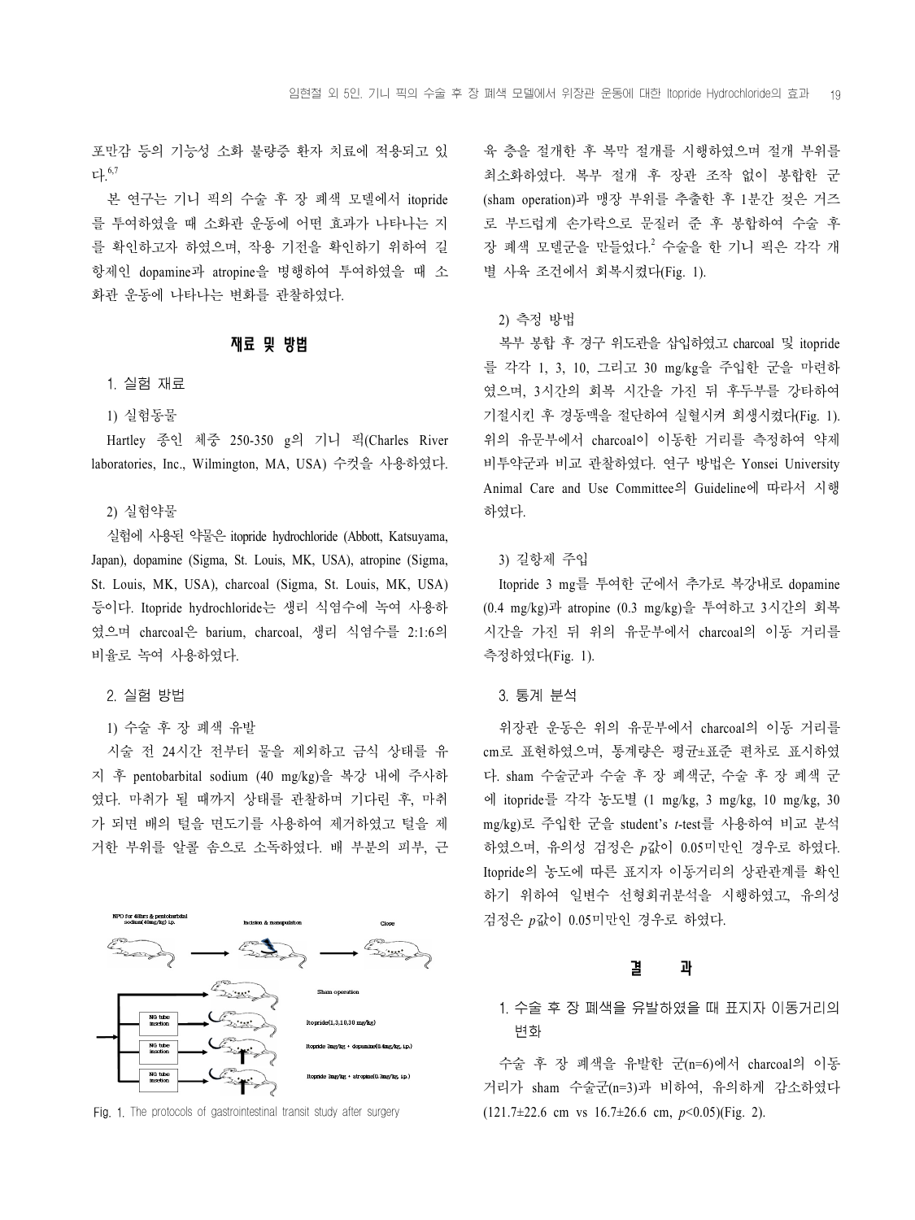포만감 등의 기능성 소화 불량증 환자 치료에 적용되고 있다.[6,7]

본 연구는 기니 픽의 수술 후 장 폐색 모델에서 itopride를 투여하였을 때 소화관 운동에 어떤 효과가 나타나는 지를 확인하고자 하였으며, 작용 기전을 확인하기 위하여 길항제인 dopamine과 atropine을 병행하여 투여하였을 때 소화관 운동에 나타나는 변화를 관찰하였다.

## 재료 및 방법

### 1. 실험 재료

#### 1) 실험동물

Hartley 종인 체중 250-350 g의 기니 픽(Charles River laboratories, Inc., Wilmington, MA, USA) 수컷을 사용하였다.

#### 2) 실험약물

실험에 사용된 약물은 itopride hydrochloride (Abbott, Katsuyama, Japan), dopamine (Sigma, St. Louis, MK, USA), atropine (Sigma, St. Louis, MK, USA), charcoal (Sigma, St. Louis, MK, USA) 등이다. Itopride hydrochloride는 생리 식염수에 녹여 사용하였으며 charcoal은 barium, charcoal, 생리 식염수를 2:1:6의 비율로 녹여 사용하였다.

### 2. 실험 방법

#### 1) 수술 후 장 폐색 유발

시술 전 24시간 전부터 물을 제외하고 금식 상태를 유지 후 pentobarbital sodium (40 mg/kg)을 복강 내에 주사하였다. 마취가 될 때까지 상태를 관찰하며 기다린 후, 마취가 되면 배의 털을 면도기를 사용하여 제거하였고 털을 제거한 부위를 알콜 솜으로 소독하였다. 배 부분의 피부, 근육 층을 절개한 후 복막 절개를 시행하였으며 절개 부위를 최소화하였다. 복부 절개 후 장관 조작 없이 봉합한 군(sham operation)과 맹장 부위를 추출한 후 1분간 젖은 거즈로 부드럽게 손가락으로 문질러 준 후 봉합하여 수술 후 장 폐색 모델군을 만들었다.[2] 수술을 한 기니 픽은 각각 개별 사육 조건에서 회복시켰다(Fig. 1).

Fig. 1. The protocols of gastrointestinal transit study after surgery

#### 2) 측정 방법

복부 봉합 후 경구 위도관을 삽입하였고 charcoal 및 itopride를 각각 1, 3, 10, 그리고 30 mg/kg을 주입한 군을 마련하였으며, 3시간의 회복 시간을 가진 뒤 후두부를 강타하여 기절시킨 후 경동맥을 절단하여 실혈시켜 희생시켰다(Fig. 1). 위의 유문부에서 charcoal이 이동한 거리를 측정하여 약제 비투약군과 비교 관찰하였다. 연구 방법은 Yonsei University Animal Care and Use Committee의 Guideline에 따라서 시행하였다.

#### 3) 길항제 주입

Itopride 3 mg를 투여한 군에서 추가로 복강내로 dopamine (0.4 mg/kg)과 atropine (0.3 mg/kg)을 투여하고 3시간의 회복 시간을 가진 뒤 위의 유문부에서 charcoal의 이동 거리를 측정하였다(Fig. 1).

### 3. 통계 분석

위장관 운동은 위의 유문부에서 charcoal의 이동 거리를 cm로 표현하였으며, 통계량은 평균±표준 편차로 표시하였다. sham 수술군과 수술 후 장 폐색군, 수술 후 장 폐색 군에 itopride를 각각 농도별 (1 mg/kg, 3 mg/kg, 10 mg/kg, 30 mg/kg)로 주입한 군을 student's *t*-test를 사용하여 비교 분석하였으며, 유의성 검정은 *p*값이 0.05미만인 경우로 하였다. Itopride의 농도에 따른 표지자 이동거리의 상관관계를 확인하기 위하여 일변수 선형회귀분석을 시행하였고, 유의성 검정은 *p*값이 0.05미만인 경우로 하였다.

## 결 과

### 1. 수술 후 장 폐색을 유발하였을 때 표지자 이동거리의 변화

수술 후 장 폐색을 유발한 군(n=6)에서 charcoal의 이동거리가 sham 수술군(n=3)과 비하여, 유의하게 감소하였다 (121.7±22.6 cm vs 16.7±26.6 cm, $p<0.05$)(Fig. 2).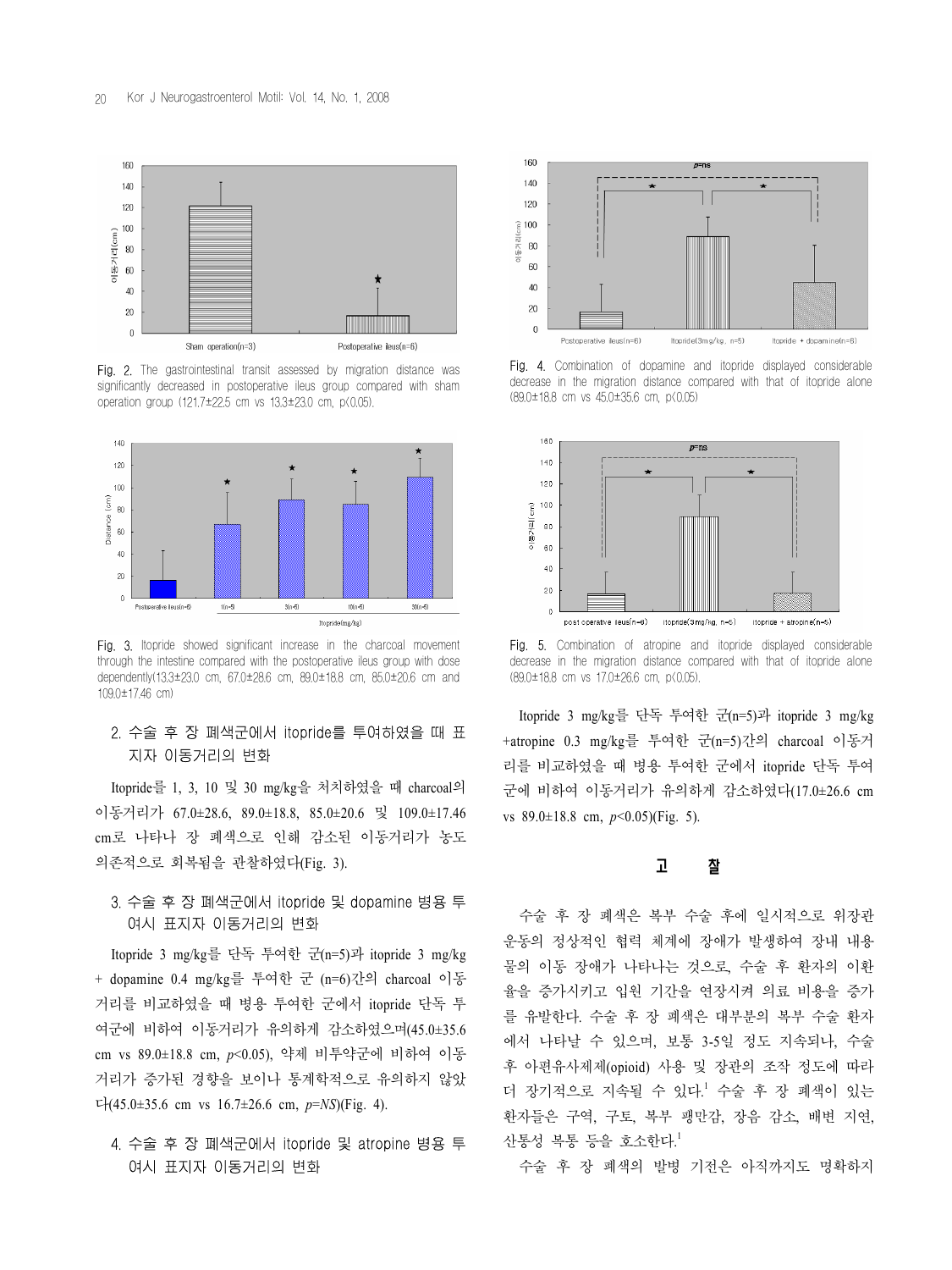Fig. 2. The gastrointestinal transit assessed by migration distance was significantly decreased in postoperative ileus group compared with sham operation group (121.7±22.5 cm vs 13.3±23.0 cm, p<0.05).

Fig. 3. Itopride showed significant increase in the charcoal movement through the intestine compared with the postoperative ileus group with dose dependently(13.3±23.0 cm, 67.0±28.6 cm, 89.0±18.8 cm, 85.0±20.6 cm and 109.0±17.46 cm)

### 2. 수술 후 장 폐색군에서 itopride를 투여하였을 때 표지자 이동거리의 변화

Itopride를 1, 3, 10 및 30 mg/kg을 처치하였을 때 charcoal의 이동거리가 67.0±28.6, 89.0±18.8, 85.0±20.6 및 109.0±17.46 cm로 나타나 장 폐색으로 인해 감소된 이동거리가 농도 의존적으로 회복됨을 관찰하였다(Fig. 3).

### 3. 수술 후 장 폐색군에서 itopride 및 dopamine 병용 투여시 표지자 이동거리의 변화

Itopride 3 mg/kg를 단독 투여한 군(n=5)과 itopride 3 mg/kg + dopamine 0.4 mg/kg를 투여한 군 (n=6)간의 charcoal 이동거리를 비교하였을 때 병용 투여한 군에서 itopride 단독 투여군에 비하여 이동거리가 유의하게 감소하였으며(45.0±35.6 cm vs 89.0±18.8 cm, $p<0.05$), 약제 비투약군에 비하여 이동거리가 증가된 경향을 보이나 통계학적으로 유의하지 않았다(45.0±35.6 cm vs 16.7±26.6 cm, $p$=NS)(Fig. 4).

### 4. 수술 후 장 폐색군에서 itopride 및 atropine 병용 투여시 표지자 이동거리의 변화

Fig. 4. Combination of dopamine and itopride displayed considerable decrease in the migration distance compared with that of itopride alone (89.0±18.8 cm vs 45.0±35.6 cm, p<0.05)

Fig. 5. Combination of atropine and itopride displayed considerable decrease in the migration distance compared with that of itopride alone (89.0±18.8 cm vs 17.0±26.6 cm, p<0.05).

Itopride 3 mg/kg를 단독 투여한 군(n=5)과 itopride 3 mg/kg +atropine 0.3 mg/kg를 투여한 군(n=5)간의 charcoal 이동거리를 비교하였을 때 병용 투여한 군에서 itopride 단독 투여군에 비하여 이동거리가 유의하게 감소하였다(17.0±26.6 cm vs 89.0±18.8 cm, $p<0.05$)(Fig. 5).

## 고 찰

수술 후 장 폐색은 복부 수술 후에 일시적으로 위장관 운동의 정상적인 협력 체계에 장애가 발생하여 장내 내용물의 이동 장애가 나타나는 것으로, 수술 후 환자의 이환율을 증가시키고 입원 기간을 연장시켜 의료 비용을 증가를 유발한다. 수술 후 장 폐색은 대부분의 복부 수술 환자에서 나타날 수 있으며, 보통 3-5일 정도 지속되나, 수술 후 아편유사제제(opioid) 사용 및 장관의 조작 정도에 따라 더 장기적으로 지속될 수 있다.[1] 수술 후 장 폐색이 있는 환자들은 구역, 구토, 복부 팽만감, 장음 감소, 배변 지연, 산통성 복통 등을 호소한다.[1]

수술 후 장 폐색의 발병 기전은 아직까지도 명확하지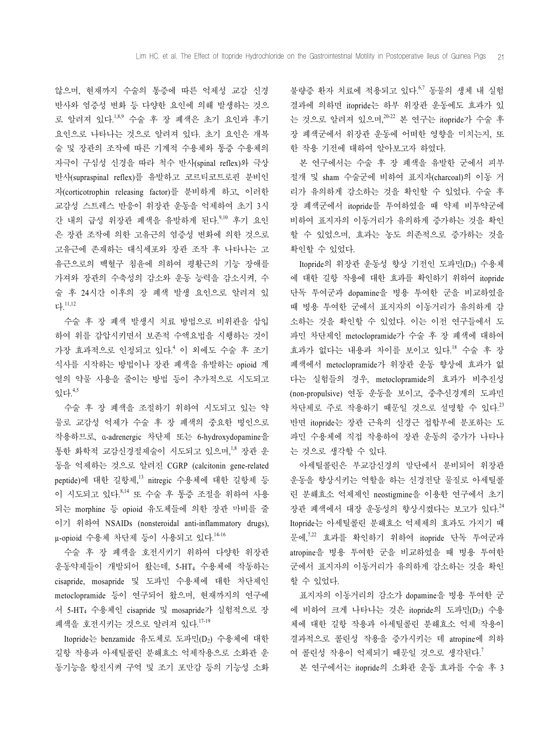않으며, 현재까지 수술의 통증에 따른 억제성 교감 신경 반사와 염증성 변화 등 다양한 요인에 의해 발생하는 것으로 알려져 있다.[1,8,9] 수술 후 장 폐색은 초기 요인과 후기 요인으로 나타나는 것으로 알려져 있다. 초기 요인은 개복술 및 장관의 조작에 따른 기계적 수용체와 통증 수용체의 자극이 구심성 신경을 따라 척수 반사(spinal reflex)와 극상 반사(supraspinal reflex)를 유발하고 코르티코트로핀 분비인자(corticotrophin releasing factor)를 분비하게 하고, 이러한 교감성 스트레스 반응이 위장관 운동을 억제하여 초기 3시간 내의 급성 위장관 폐색을 유발하게 된다.[9,10] 후기 요인은 장관 조작에 의한 고유근의 염증성 변화에 의한 것으로 고유근에 존재하는 대식세포와 장관 조작 후 나타나는 고유근으로의 백혈구 침윤에 의하여 평활근의 기능 장애를 가져와 장관의 수축성의 감소와 운동 능력을 감소시켜, 수술 후 24시간 이후의 장 폐색 발생 요인으로 알려져 있다.[11,12]

수술 후 장 폐색 발생시 치료 방법으로 비위관을 삽입하여 위를 감압시키면서 보존적 수액요법을 시행하는 것이 가장 효과적으로 인정되고 있다.[4] 이 외에도 수술 후 조기 식사를 시작하는 방법이나 장관 폐색을 유발하는 opioid 계열의 약물 사용을 줄이는 방법 등이 추가적으로 시도되고 있다.[4,5]

수술 후 장 폐색을 조절하기 위하여 시도되고 있는 약물로 교감성 억제가 수술 후 장 폐색의 중요한 병인으로 작용하므로, α-adrenergic 차단제 또는 6-hydroxydopamine을 통한 화학적 교감신경절제술이 시도되고 있으며,[1,8] 장관 운동을 억제하는 것으로 알려진 CGRP (calcitonin gene-related peptide)에 대한 길항제,[13] nitregic 수용체에 대한 길항제 등이 시도되고 있다.[8,14] 또 수술 후 통증 조절을 위하여 사용되는 morphine 등 opioid 유도체들에 의한 장관 마비를 줄이기 위하여 NSAIDs (nonsteroidal anti-inflammatory drugs), μ-opioid 수용체 차단제 등이 사용되고 있다.[14-16]

수술 후 장 폐색을 호전시키기 위하여 다양한 위장관 운동약제들이 개발되어 왔는데, $5\text{-}HT_4$ 수용체에 작동하는 cisapride, mosapride 및 도파민 수용체에 대한 차단제인 metoclopramide 등이 연구되어 왔으며, 현재까지의 연구에서 $5\text{-}HT_4$ 수용체인 cisapride 및 mosapride가 실험적으로 장 폐색을 호전시키는 것으로 알려져 있다.[17-19]

Itopride는 benzamide 유도체로 도파민($D_2$) 수용체에 대한 길항 작용과 아세틸콜린 분해효소 억제작용으로 소화관 운동기능을 항진시켜 구역 및 조기 포만감 등의 기능성 소화불량증 환자 치료에 적용되고 있다.[6,7] 동물의 생체 내 실험 결과에 의하면 itopride는 하부 위장관 운동에도 효과가 있는 것으로 알려져 있으며,[20-22] 본 연구는 itopride가 수술 후 장 폐색군에서 위장관 운동에 어떠한 영향을 미치는지, 또한 작용 기전에 대하여 알아보고자 하였다.

본 연구에서는 수술 후 장 폐색을 유발한 군에서 피부 절개 및 sham 수술군에 비하여 표지자(charcoal)의 이동 거리가 유의하게 감소하는 것을 확인할 수 있었다. 수술 후 장 폐색군에서 itopride를 투여하였을 때 약제 비투약군에 비하여 표지자의 이동거리가 유의하게 증가하는 것을 확인할 수 있었으며, 효과는 농도 의존적으로 증가하는 것을 확인할 수 있었다.

Itopride의 위장관 운동성 향상 기전인 도파민($D_2$) 수용체에 대한 길항 작용에 대한 효과를 확인하기 위하여 itopride 단독 투여군과 dopamine을 병용 투여한 군을 비교하였을 때 병용 투여한 군에서 표지자의 이동거리가 유의하게 감소하는 것을 확인할 수 있었다. 이는 이전 연구들에서 도파민 차단제인 metoclopramide가 수술 후 장 폐색에 대하여 효과가 없다는 내용과 차이를 보이고 있다.[18] 수술 후 장 폐색에서 metoclopramide가 위장관 운동 향상에 효과가 없다는 실험들의 경우, metoclopramide의 효과가 비추진성(non-propulsive) 연동 운동을 보이고, 중추신경계의 도파민 차단제로 주로 작용하기 때문일 것으로 설명할 수 있다.[23] 반면 itopride는 장관 근육의 신경근 접합부에 분포하는 도파민 수용체에 직접 작용하여 장관 운동의 증가가 나타나는 것으로 생각할 수 있다.

아세틸콜린은 부교감신경의 말단에서 분비되어 위장관 운동을 향상시키는 역할을 하는 신경전달 물질로 아세틸콜린 분해효소 억제제인 neostigmine을 이용한 연구에서 초기 장관 폐색에서 대장 운동성의 향상시켰다는 보고가 있다.[24] Itopride는 아세틸콜린 분해효소 억제제의 효과도 가지기 때문에,[7,22] 효과를 확인하기 위하여 itopride 단독 투여군과 atropine을 병용 투여한 군을 비교하였을 때 병용 투여한 군에서 표지자의 이동거리가 유의하게 감소하는 것을 확인할 수 있었다.

표지자의 이동거리의 감소가 dopamine을 병용 투여한 군에 비하여 크게 나타나는 것은 itopride의 도파민($D_2$) 수용체에 대한 길항 작용과 아세틸콜린 분해효소 억제 작용이 결과적으로 콜린성 작용을 증가시키는 데 atropine에 의하여 콜린성 작용이 억제되기 때문일 것으로 생각된다.[7]

본 연구에서는 itopride의 소화관 운동 효과를 수술 후 3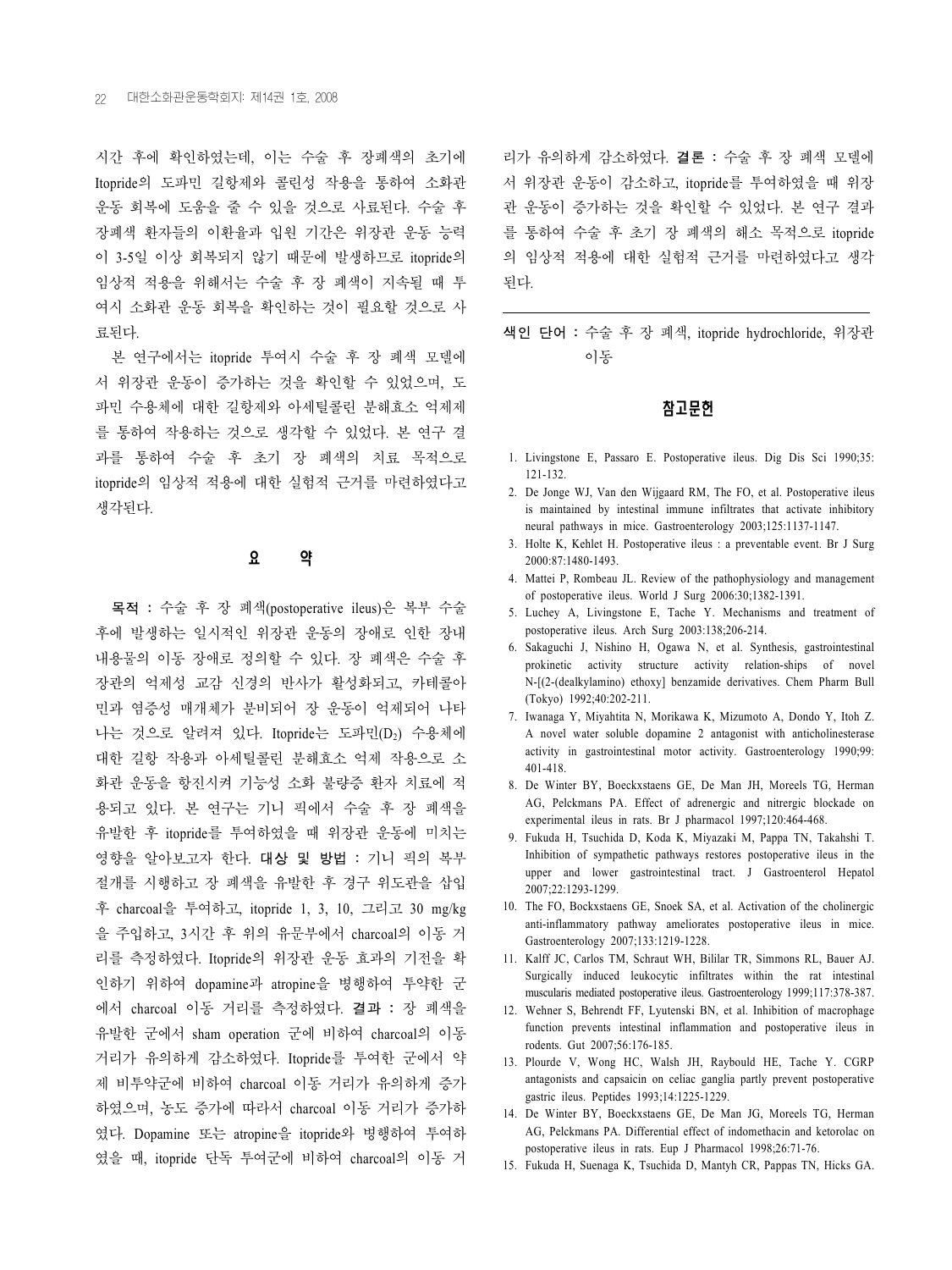시간 후에 확인하였는데, 이는 수술 후 장폐색의 초기에 Itopride의 도파민 길항제와 콜린성 작용을 통하여 소화관 운동 회복에 도움을 줄 수 있을 것으로 사료된다. 수술 후 장폐색 환자들의 이환율과 입원 기간은 위장관 운동 능력이 3-5일 이상 회복되지 않기 때문에 발생하므로 itopride의 임상적 적용을 위해서는 수술 후 장 폐색이 지속될 때 투여시 소화관 운동 회복을 확인하는 것이 필요할 것으로 사료된다.

본 연구에서는 itopride 투여시 수술 후 장 폐색 모델에서 위장관 운동이 증가하는 것을 확인할 수 있었으며, 도파민 수용체에 대한 길항제와 아세틸콜린 분해효소 억제제를 통하여 작용하는 것으로 생각할 수 있었다. 본 연구 결과를 통하여 수술 후 초기 장 폐색의 치료 목적으로 itopride의 임상적 적용에 대한 실험적 근거를 마련하였다고 생각된다.

## 요 약

**목적 :** 수술 후 장 폐색(postoperative ileus)은 복부 수술 후에 발생하는 일시적인 위장관 운동의 장애로 인한 장내 내용물의 이동 장애로 정의할 수 있다. 장 폐색은 수술 후 장관의 억제성 교감 신경의 반사가 활성화되고, 카테콜아민과 염증성 매개체가 분비되어 장 운동이 억제되어 나타나는 것으로 알려져 있다. Itopride는 도파민($D_2$) 수용체에 대한 길항 작용과 아세틸콜린 분해효소 억제 작용으로 소화관 운동을 항진시켜 기능성 소화 불량증 환자 치료에 적용되고 있다. 본 연구는 기니 픽에서 수술 후 장 폐색을 유발한 후 itopride를 투여하였을 때 위장관 운동에 미치는 영향을 알아보고자 한다. **대상 및 방법 :** 기니 픽의 복부 절개를 시행하고 장 폐색을 유발한 후 경구 위도관을 삽입 후 charcoal을 투여하고, itopride 1, 3, 10, 그리고 30 mg/kg을 주입하고, 3시간 후 위의 유문부에서 charcoal의 이동 거리를 측정하였다. Itopride의 위장관 운동 효과의 기전을 확인하기 위하여 dopamine과 atropine을 병행하여 투약한 군에서 charcoal 이동 거리를 측정하였다. **결과 :** 장 폐색을 유발한 군에서 sham operation 군에 비하여 charcoal의 이동 거리가 유의하게 감소하였다. Itopride를 투여한 군에서 약제 비투약군에 비하여 charcoal 이동 거리가 유의하게 증가하였으며, 농도 증가에 따라서 charcoal 이동 거리가 증가하였다. Dopamine 또는 atropine을 itopride와 병행하여 투여하였을 때, itopride 단독 투여군에 비하여 charcoal의 이동 거리가 유의하게 감소하였다. **결론 :** 수술 후 장 폐색 모델에서 위장관 운동이 감소하고, itopride를 투여하였을 때 위장관 운동이 증가하는 것을 확인할 수 있었다. 본 연구 결과를 통하여 수술 후 초기 장 폐색의 해소 목적으로 itopride의 임상적 적용에 대한 실험적 근거를 마련하였다고 생각된다.

**색인 단어 :** 수술 후 장 폐색, itopride hydrochloride, 위장관 이동

## 참고문헌

1. Livingstone E, Passaro E. Postoperative ileus. Dig Dis Sci 1990;35:121-132.
2. De Jonge WJ, Van den Wijgaard RM, The FO, et al. Postoperative ileus is maintained by intestinal immune infiltrates that activate inhibitory neural pathways in mice. Gastroenterology 2003;125:1137-1147.
3. Holte K, Kehlet H. Postoperative ileus : a preventable event. Br J Surg 2000:87:1480-1493.
4. Mattei P, Rombeau JL. Review of the pathophysiology and management of postoperative ileus. World J Surg 2006:30;1382-1391.
5. Luchey A, Livingstone E, Tache Y. Mechanisms and treatment of postoperative ileus. Arch Surg 2003:138;206-214.
6. Sakaguchi J, Nishino H, Ogawa N, et al. Synthesis, gastrointestinal prokinetic activity structure activity relation-ships of novel N-[(2-(dealkylamino) ethoxy] benzamide derivatives. Chem Pharm Bull (Tokyo) 1992;40:202-211.
7. Iwanaga Y, Miyahtita N, Morikawa K, Mizumoto A, Dondo Y, Itoh Z. A novel water soluble dopamine 2 antagonist with anticholinesterase activity in gastrointestinal motor activity. Gastroenterology 1990;99:401-418.
8. De Winter BY, Boeckxstaens GE, De Man JH, Moreels TG, Herman AG, Pelckmans PA. Effect of adrenergic and nitrergic blockade on experimental ileus in rats. Br J pharmacol 1997;120:464-468.
9. Fukuda H, Tsuchida D, Koda K, Miyazaki M, Pappa TN, Takahshi T. Inhibition of sympathetic pathways restores postoperative ileus in the upper and lower gastrointestinal tract. J Gastroenterol Hepatol 2007;22:1293-1299.
10. The FO, Bockxstaens GE, Snoek SA, et al. Activation of the cholinergic anti-inflammatory pathway ameliorates postoperative ileus in mice. Gastroenterology 2007;133:1219-1228.
11. Kalff JC, Carlos TM, Schraut WH, Bililar TR, Simmons RL, Bauer AJ. Surgically induced leukocytic infiltrates within the rat intestinal muscularis mediated postoperative ileus. Gastroenterology 1999;117:378-387.
12. Wehner S, Behrendt FF, Lyutenski BN, et al. Inhibition of macrophage function prevents intestinal inflammation and postoperative ileus in rodents. Gut 2007;56:176-185.
13. Plourde V, Wong HC, Walsh JH, Raybould HE, Tache Y. CGRP antagonists and capsaicin on celiac ganglia partly prevent postoperative gastric ileus. Peptides 1993;14:1225-1229.
14. De Winter BY, Boeckxstaens GE, De Man JG, Moreels TG, Herman AG, Pelckmans PA. Differential effect of indomethacin and ketorolac on postoperative ileus in rats. Eup J Pharmacol 1998;26:71-76.
15. Fukuda H, Suenaga K, Tsuchida D, Mantyh CR, Pappas TN, Hicks GA.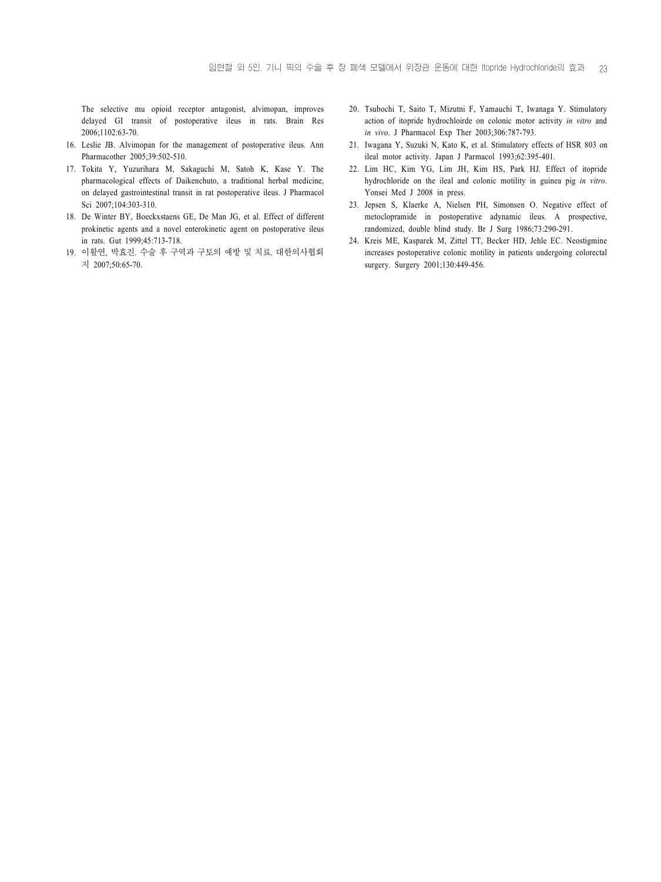The selective mu opioid receptor antagonist, alvimopan, improves delayed GI transit of postoperative ileus in rats. Brain Res 2006;1102:63-70.

16. Leslie JB. Alvimopan for the management of postoperative ileus. Ann Pharmacother 2005;39:502-510.
17. Tokita Y, Yuzurihara M, Sakaguchi M, Satoh K, Kase Y. The pharmacological effects of Daikenchuto, a traditional herbal medicine, on delayed gastrointestinal transit in rat postoperative ileus. J Pharmacol Sci 2007;104:303-310.
18. De Winter BY, Boeckxstaens GE, De Man JG, et al. Effect of different prokinetic agents and a novel enterokinetic agent on postoperative ileus in rats. Gut 1999;45:713-718.
19. 이활연, 박효진. 수술 후 구역과 구토의 예방 및 치료. 대한의사협회지 2007;50:65-70.
20. Tsubochi T, Saito T, Mizutni F, Yamauchi T, Iwanaga Y. Stimulatory action of itopride hydrochloirde on colonic motor activity *in vitro* and *in vivo*. J Pharmacol Exp Ther 2003;306:787-793.
21. Iwagana Y, Suzuki N, Kato K, et al. Stimulatory effects of HSR 803 on ileal motor activity. Japan J Parmacol 1993;62:395-401.
22. Lim HC, Kim YG, Lim JH, Kim HS, Park HJ. Effect of itopride hydrochloride on the ileal and colonic motility in guinea pig *in vitro*. Yonsei Med J 2008 in press.
23. Jepsen S, Klaerke A, Nielsen PH, Simonsen O. Negative effect of metoclopramide in postoperative adynamic ileus. A prospective, randomized, double blind study. Br J Surg 1986;73:290-291.
24. Kreis ME, Kasparek M, Zittel TT, Becker HD, Jehle EC. Neostigmine increases postoperative colonic motility in patients undergoing colorectal surgery. Surgery 2001;130:449-456.